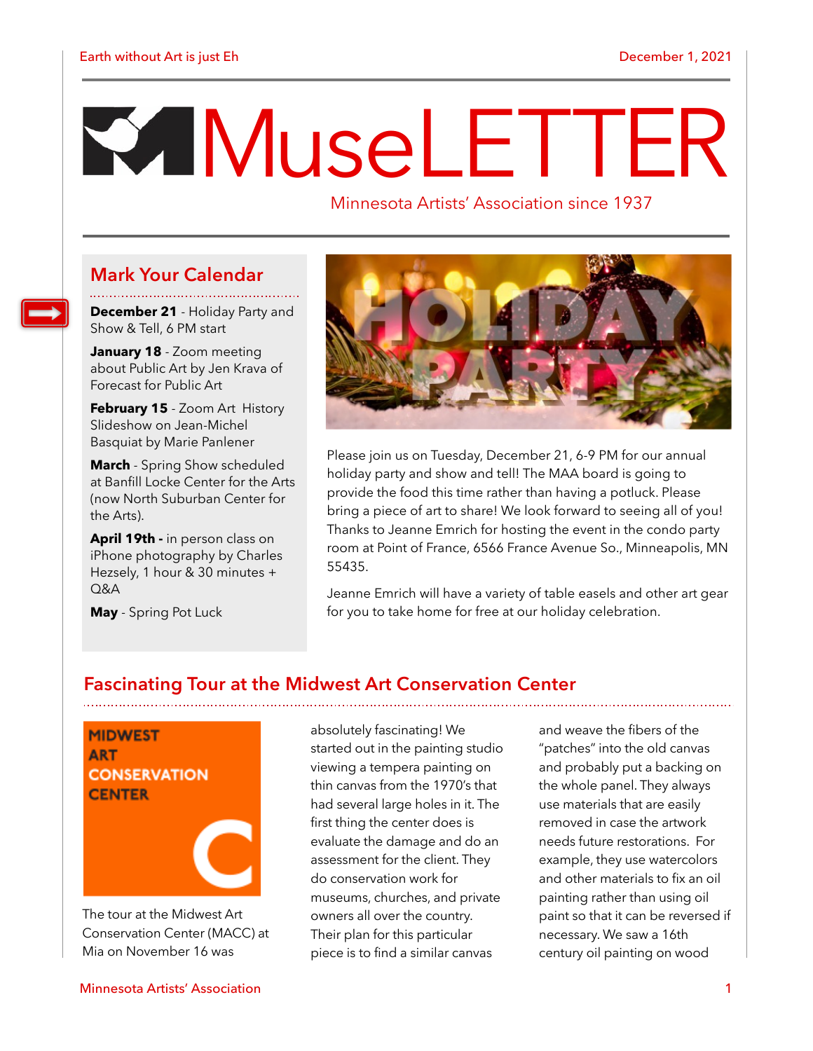Earth without Art is just Eh

December 1, 2021

# MuseLETTER

Minnesota Artists' Association since 1937

## Mark Your Calendar

**December 21** - Holiday Party and Show & Tell, 6 PM start

**January 18** - Zoom meeting about Public Art by Jen Krava of Forecast for Public Art

**February 15** - Zoom Art History Slideshow on Jean-Michel Basquiat by Marie Panlener

**March** - Spring Show scheduled at Banfill Locke Center for the Arts (now North Suburban Center for the Arts).

**April 19th -** in person class on iPhone photography by Charles Hezsely, 1 hour & 30 minutes + Q&A

**May** - Spring Pot Luck

## HOLIDAY PARTY

Please join us on Tuesday, December 21, 6-9 PM for our annual holiday party and show and tell! The MAA board is going to provide the food this time rather than having a potluck. Please bring a piece of art to share! We look forward to seeing all of you! Thanks to Jeanne Emrich for hosting the event in the condo party room at Point of France, 6566 France Avenue So., Minneapolis, MN 55435.

Jeanne Emrich will have a variety of table easels and other art gear for you to take home for free at our holiday celebration.

## Fascinating Tour at the Midwest Art Conservation Center

MIDWEST ART CONSERVATION CENTER

The tour at the Midwest Art Conservation Center (MACC) at Mia on November 16 was absolutely fascinating! We started out in the painting studio viewing a tempera painting on thin canvas from the 1970's that had several large holes in it. The first thing the center does is evaluate the damage and do an assessment for the client. They do conservation work for museums, churches, and private owners all over the country. Their plan for this particular piece is to find a similar canvas and weave the fibers of the "patches" into the old canvas and probably put a backing on the whole panel. They always use materials that are easily removed in case the artwork needs future restorations. For example, they use watercolors and other materials to fix an oil painting rather than using oil paint so that it can be reversed if necessary. We saw a 16th century oil painting on wood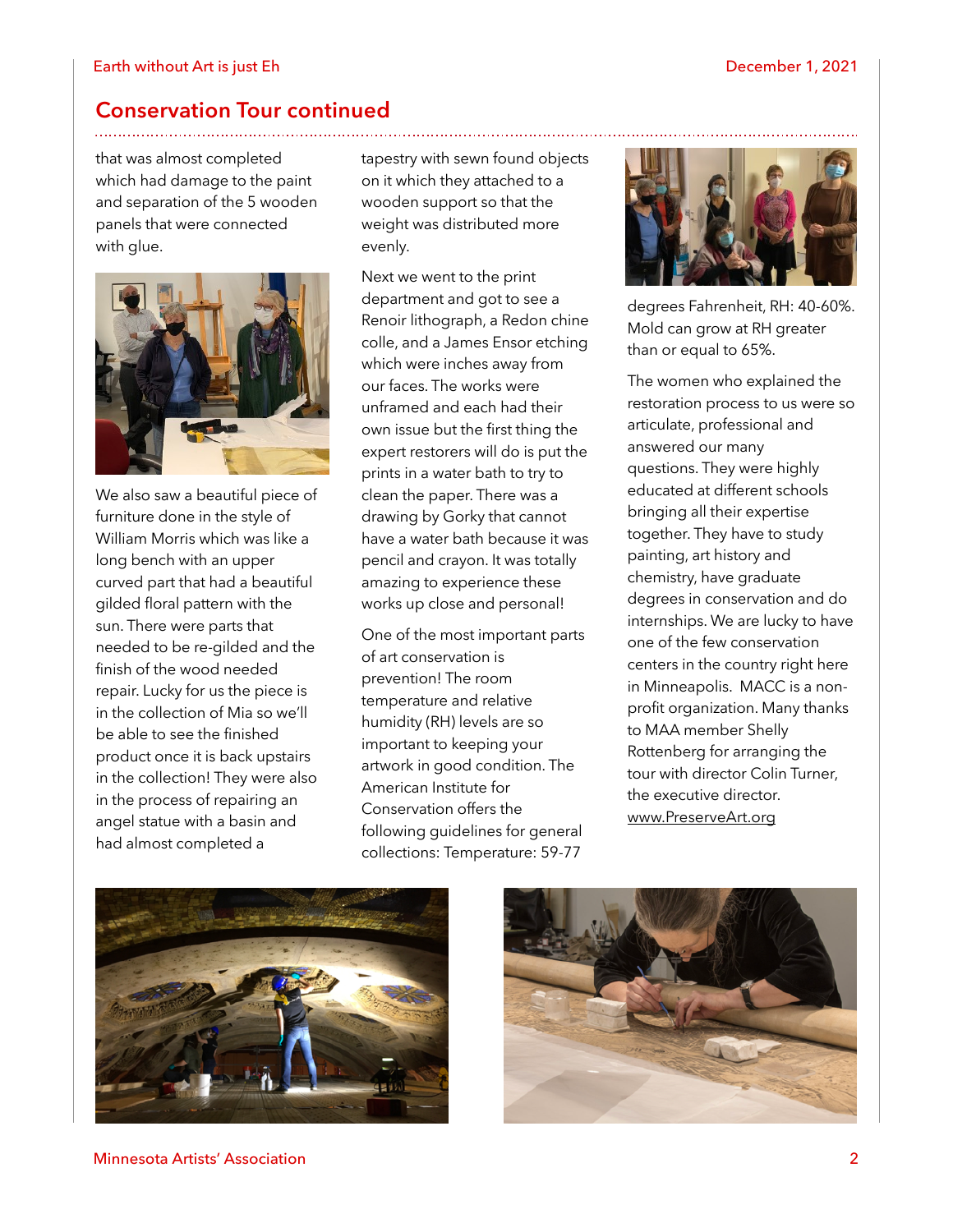## Conservation Tour continued

that was almost completed which had damage to the paint and separation of the 5 wooden panels that were connected with glue.

We also saw a beautiful piece of furniture done in the style of William Morris which was like a long bench with an upper curved part that had a beautiful gilded floral pattern with the sun. There were parts that needed to be re-gilded and the finish of the wood needed repair. Lucky for us the piece is in the collection of Mia so we'll be able to see the finished product once it is back upstairs in the collection! They were also in the process of repairing an angel statue with a basin and had almost completed a tapestry with sewn found objects on it which they attached to a wooden support so that the weight was distributed more evenly.

Next we went to the print department and got to see a Renoir lithograph, a Redon chine colle, and a James Ensor etching which were inches away from our faces. The works were unframed and each had their own issue but the first thing the expert restorers will do is put the prints in a water bath to try to clean the paper. There was a drawing by Gorky that cannot have a water bath because it was pencil and crayon. It was totally amazing to experience these works up close and personal!

One of the most important parts of art conservation is prevention! The room temperature and relative humidity (RH) levels are so important to keeping your artwork in good condition. The American Institute for Conservation offers the following guidelines for general collections: Temperature: 59-77 degrees Fahrenheit, RH: 40-60%. Mold can grow at RH greater than or equal to 65%.

The women who explained the restoration process to us were so articulate, professional and answered our many questions. They were highly educated at different schools bringing all their expertise together. They have to study painting, art history and chemistry, have graduate degrees in conservation and do internships. We are lucky to have one of the few conservation centers in the country right here in Minneapolis. MACC is a non-profit organization. Many thanks to MAA member Shelly Rottenberg for arranging the tour with director Colin Turner, the executive director. www.PreserveArt.org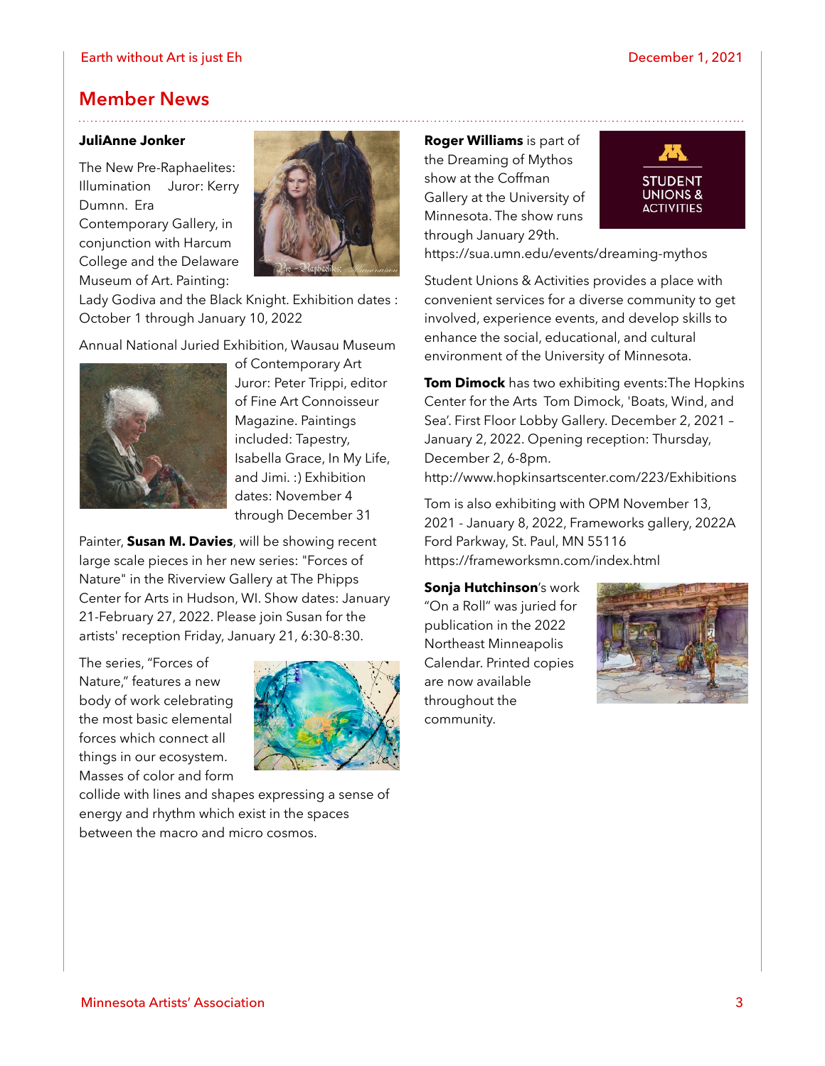## Member News

**JuliAnne Jonker**

The New Pre-Raphaelites: Illumination   Juror: Kerry Dumnn.  Era Contemporary Gallery, in conjunction with Harcum College and the Delaware Museum of Art. Painting: Lady Godiva and the Black Knight. Exhibition dates : October 1 through January 10, 2022

Annual National Juried Exhibition, Wausau Museum of Contemporary Art Juror: Peter Trippi, editor of Fine Art Connoisseur Magazine. Paintings included: Tapestry, Isabella Grace, In My Life, and Jimi. :) Exhibition dates: November 4 through December 31

Painter, **Susan M. Davies**, will be showing recent large scale pieces in her new series: "Forces of Nature" in the Riverview Gallery at The Phipps Center for Arts in Hudson, WI. Show dates: January 21-February 27, 2022. Please join Susan for the artists' reception Friday, January 21, 6:30-8:30.

The series, "Forces of Nature," features a new body of work celebrating the most basic elemental forces which connect all things in our ecosystem. Masses of color and form collide with lines and shapes expressing a sense of energy and rhythm which exist in the spaces between the macro and micro cosmos.

**Roger Williams** is part of the Dreaming of Mythos show at the Coffman Gallery at the University of Minnesota. The show runs through January 29th.
https://sua.umn.edu/events/dreaming-mythos

Student Unions & Activities provides a place with convenient services for a diverse community to get involved, experience events, and develop skills to enhance the social, educational, and cultural environment of the University of Minnesota.

**Tom Dimock** has two exhibiting events:The Hopkins Center for the Arts  Tom Dimock, 'Boats, Wind, and Sea'. First Floor Lobby Gallery. December 2, 2021 – January 2, 2022. Opening reception: Thursday, December 2, 6-8pm.
http://www.hopkinsartscenter.com/223/Exhibitions

Tom is also exhibiting with OPM November 13, 2021 - January 8, 2022, Frameworks gallery, 2022A Ford Parkway, St. Paul, MN 55116
https://frameworksmn.com/index.html

**Sonja Hutchinson**'s work "On a Roll" was juried for publication in the 2022 Northeast Minneapolis Calendar. Printed copies are now available throughout the community.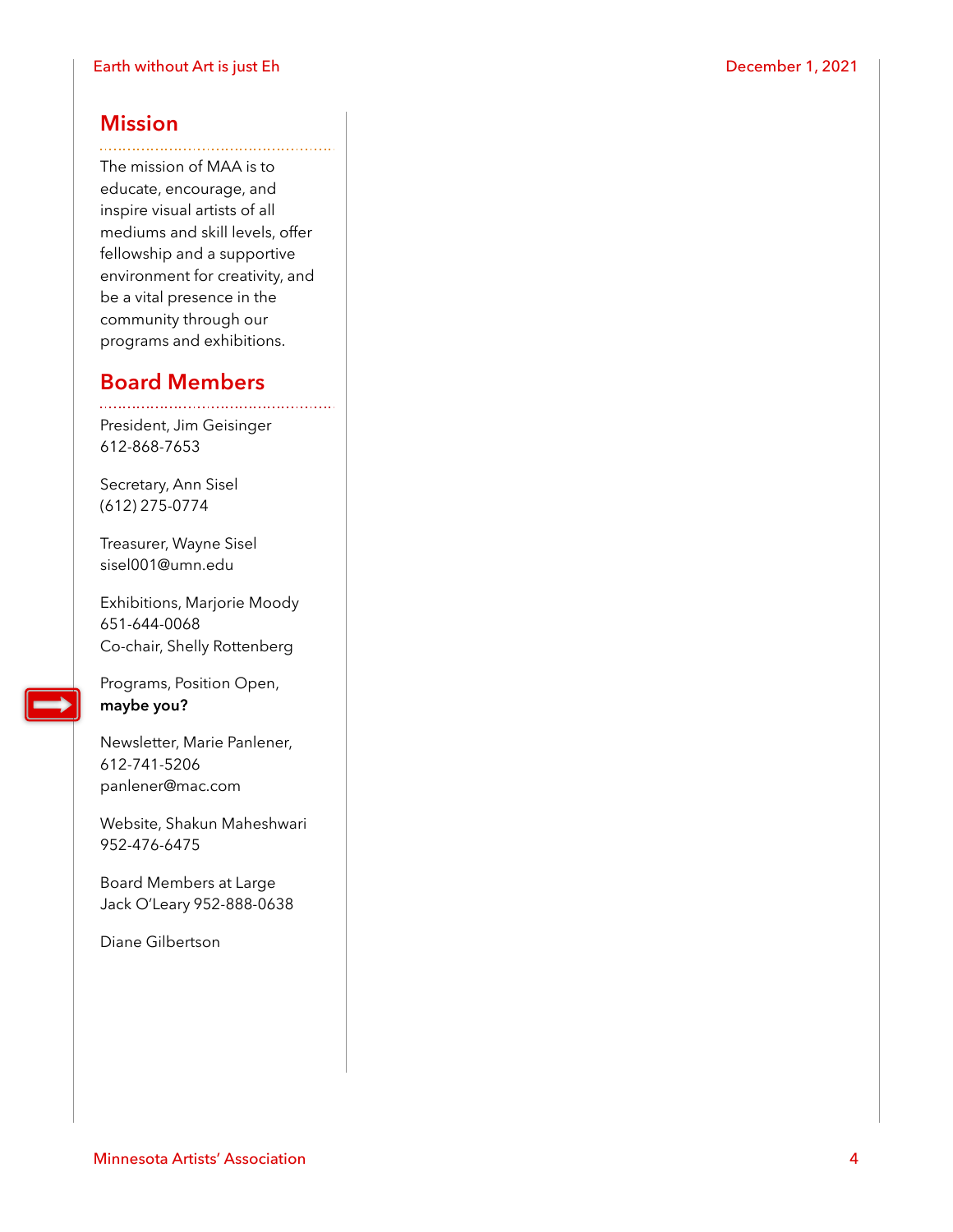## Mission

The mission of MAA is to educate, encourage, and inspire visual artists of all mediums and skill levels, offer fellowship and a supportive environment for creativity, and be a vital presence in the community through our programs and exhibitions.

## Board Members

President, Jim Geisinger
612-868-7653

Secretary, Ann Sisel
(612) 275-0774

Treasurer, Wayne Sisel
sisel001@umn.edu

Exhibitions, Marjorie Moody
651-644-0068
Co-chair, Shelly Rottenberg

Programs, Position Open,
**maybe you?**

Newsletter, Marie Panlener,
612-741-5206
panlener@mac.com

Website, Shakun Maheshwari
952-476-6475

Board Members at Large
Jack O'Leary 952-888-0638

Diane Gilbertson